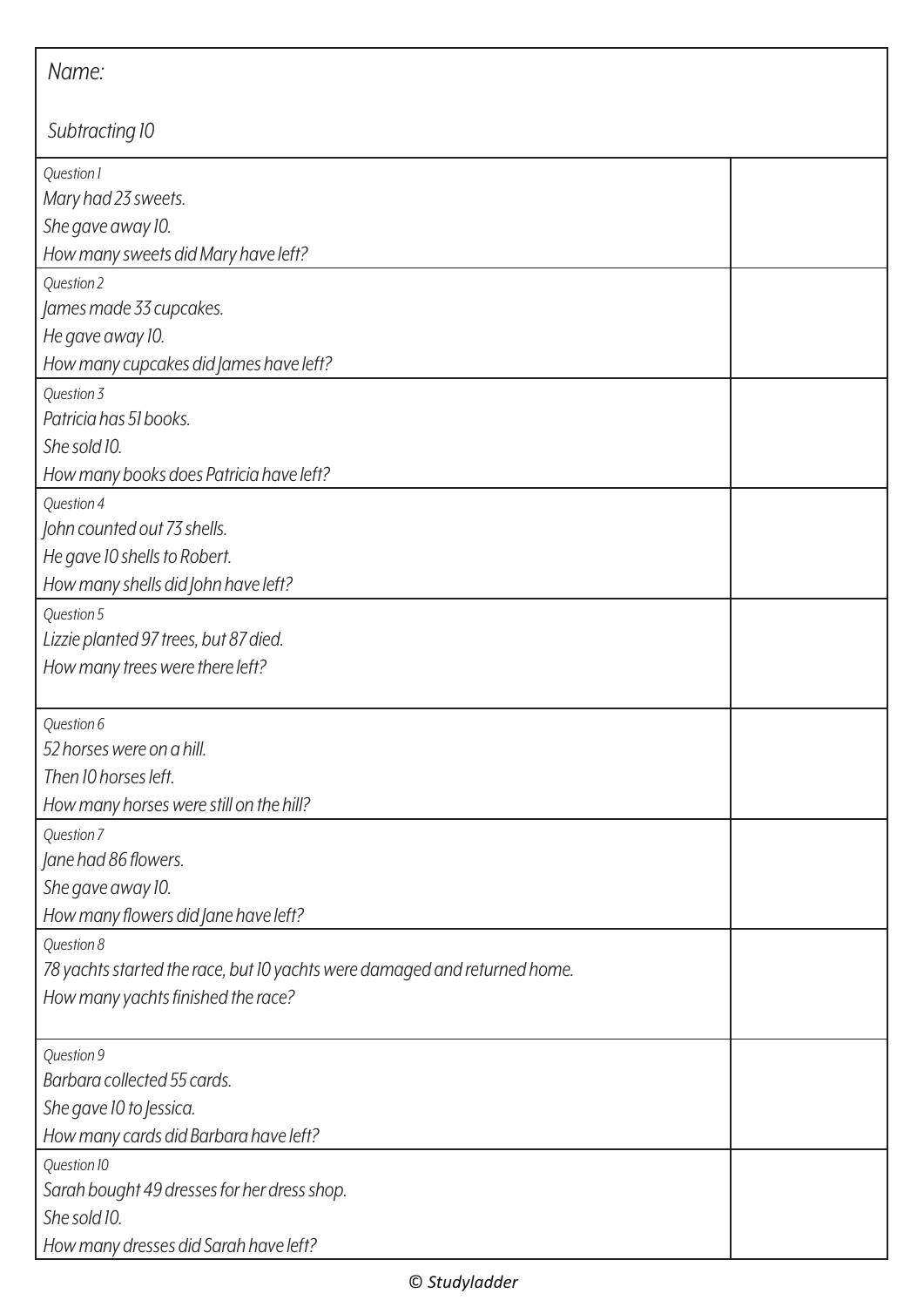Name:

Subtracting 10

| | |
|---|---|
| *Question 1*<br>*Mary had 23 sweets.*<br>*She gave away 10.*<br>*How many sweets did Mary have left?* | |
| *Question 2*<br>*James made 33 cupcakes.*<br>*He gave away 10.*<br>*How many cupcakes did James have left?* | |
| *Question 3*<br>*Patricia has 51 books.*<br>*She sold 10.*<br>*How many books does Patricia have left?* | |
| *Question 4*<br>*John counted out 73 shells.*<br>*He gave 10 shells to Robert.*<br>*How many shells did John have left?* | |
| *Question 5*<br>*Lizzie planted 97 trees, but 87 died.*<br>*How many trees were there left?* | |
| *Question 6*<br>*52 horses were on a hill.*<br>*Then 10 horses left.*<br>*How many horses were still on the hill?* | |
| *Question 7*<br>*Jane had 86 flowers.*<br>*She gave away 10.*<br>*How many flowers did Jane have left?* | |
| *Question 8*<br>*78 yachts started the race, but 10 yachts were damaged and returned home.*<br>*How many yachts finished the race?* | |
| *Question 9*<br>*Barbara collected 55 cards.*<br>*She gave 10 to Jessica.*<br>*How many cards did Barbara have left?* | |
| *Question 10*<br>*Sarah bought 49 dresses for her dress shop.*<br>*She sold 10.*<br>*How many dresses did Sarah have left?* | |

© *Studyladder*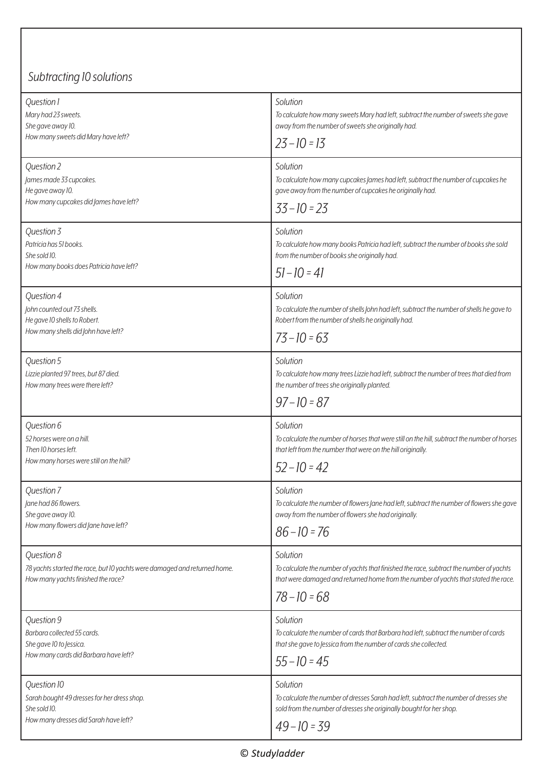## Subtracting 10 solutions

| Question | Solution |
| --- | --- |
| Question 1<br>Mary had 23 sweets.<br>She gave away 10.<br>How many sweets did Mary have left? | Solution<br>To calculate how many sweets Mary had left, subtract the number of sweets she gave away from the number of sweets she originally had.<br>$23 - 10 = 13$ |
| Question 2<br>James made 33 cupcakes.<br>He gave away 10.<br>How many cupcakes did James have left? | Solution<br>To calculate how many cupcakes James had left, subtract the number of cupcakes he gave away from the number of cupcakes he originally had.<br>$33 - 10 = 23$ |
| Question 3<br>Patricia has 51 books.<br>She sold 10.<br>How many books does Patricia have left? | Solution<br>To calculate how many books Patricia had left, subtract the number of books she sold from the number of books she originally had.<br>$51 - 10 = 41$ |
| Question 4<br>John counted out 73 shells.<br>He gave 10 shells to Robert.<br>How many shells did John have left? | Solution<br>To calculate the number of shells John had left, subtract the number of shells he gave to Robert from the number of shells he originally had.<br>$73 - 10 = 63$ |
| Question 5<br>Lizzie planted 97 trees, but 87 died.<br>How many trees were there left? | Solution<br>To calculate how many trees Lizzie had left, subtract the number of trees that died from the number of trees she originally planted.<br>$97 - 10 = 87$ |
| Question 6<br>52 horses were on a hill.<br>Then 10 horses left.<br>How many horses were still on the hill? | Solution<br>To calculate the number of horses that were still on the hill, subtract the number of horses that left from the number that were on the hill originally.<br>$52 - 10 = 42$ |
| Question 7<br>Jane had 86 flowers.<br>She gave away 10.<br>How many flowers did Jane have left? | Solution<br>To calculate the number of flowers Jane had left, subtract the number of flowers she gave away from the number of flowers she had originally.<br>$86 - 10 = 76$ |
| Question 8<br>78 yachts started the race, but 10 yachts were damaged and returned home.<br>How many yachts finished the race? | Solution<br>To calculate the number of yachts that finished the race, subtract the number of yachts that were damaged and returned home from the number of yachts that stated the race.<br>$78 - 10 = 68$ |
| Question 9<br>Barbara collected 55 cards.<br>She gave 10 to Jessica.<br>How many cards did Barbara have left? | Solution<br>To calculate the number of cards that Barbara had left, subtract the number of cards that she gave to Jessica from the number of cards she collected.<br>$55 - 10 = 45$ |
| Question 10<br>Sarah bought 49 dresses for her dress shop.<br>She sold 10.<br>How many dresses did Sarah have left? | Solution<br>To calculate the number of dresses Sarah had left, subtract the number of dresses she sold from the number of dresses she originally bought for her shop.<br>$49 - 10 = 39$ |

© Studyladder